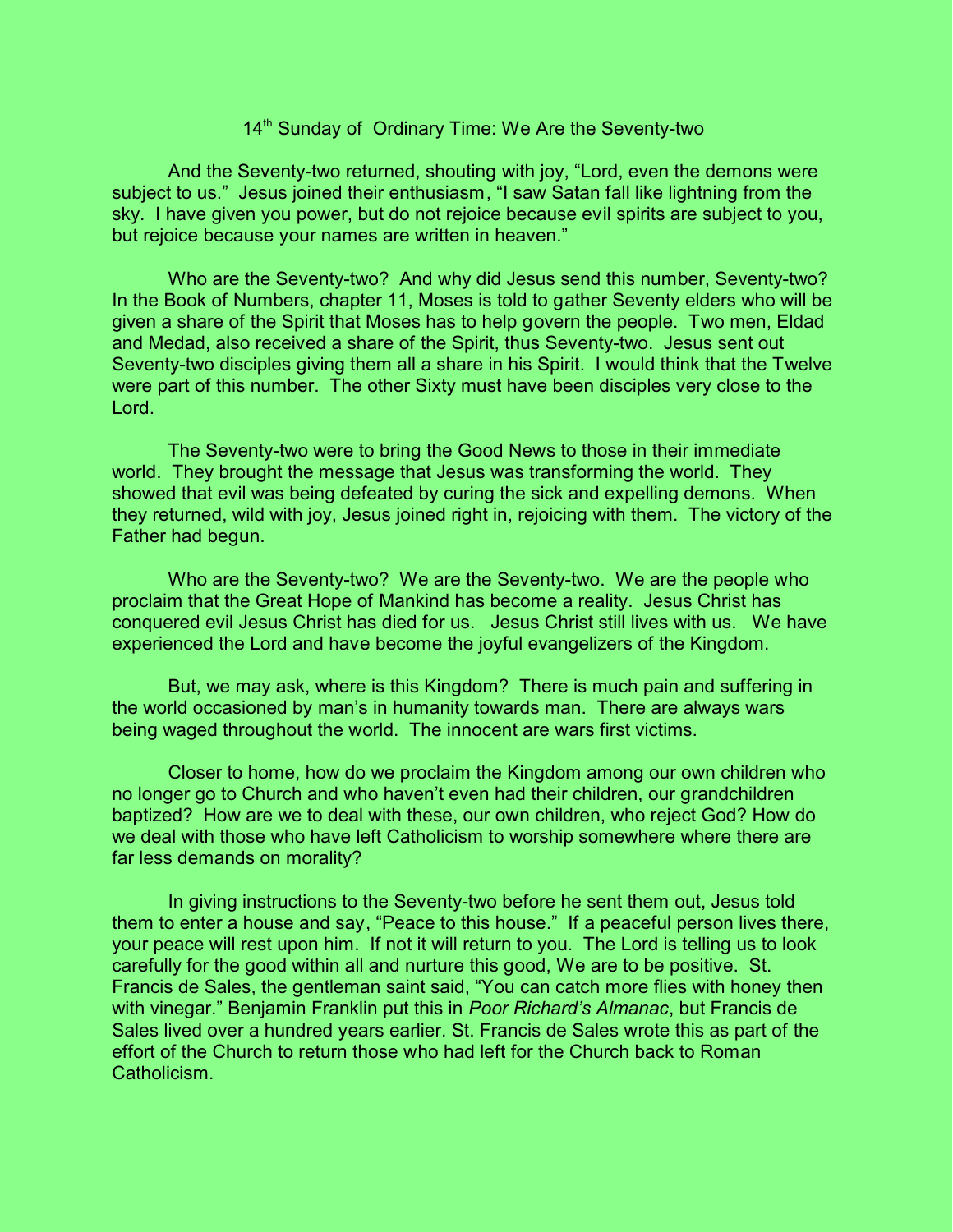# 14th Sunday of Ordinary Time: We Are the Seventy-two

And the Seventy-two returned, shouting with joy, "Lord, even the demons were subject to us." Jesus joined their enthusiasm, "I saw Satan fall like lightning from the sky. I have given you power, but do not rejoice because evil spirits are subject to you, but rejoice because your names are written in heaven."

Who are the Seventy-two? And why did Jesus send this number, Seventy-two? In the Book of Numbers, chapter 11, Moses is told to gather Seventy elders who will be given a share of the Spirit that Moses has to help govern the people. Two men, Eldad and Medad, also received a share of the Spirit, thus Seventy-two. Jesus sent out Seventy-two disciples giving them all a share in his Spirit. I would think that the Twelve were part of this number. The other Sixty must have been disciples very close to the Lord.

The Seventy-two were to bring the Good News to those in their immediate world. They brought the message that Jesus was transforming the world. They showed that evil was being defeated by curing the sick and expelling demons. When they returned, wild with joy, Jesus joined right in, rejoicing with them. The victory of the Father had begun.

Who are the Seventy-two? We are the Seventy-two. We are the people who proclaim that the Great Hope of Mankind has become a reality. Jesus Christ has conquered evil Jesus Christ has died for us. Jesus Christ still lives with us. We have experienced the Lord and have become the joyful evangelizers of the Kingdom.

But, we may ask, where is this Kingdom? There is much pain and suffering in the world occasioned by man's in humanity towards man. There are always wars being waged throughout the world. The innocent are wars first victims.

Closer to home, how do we proclaim the Kingdom among our own children who no longer go to Church and who haven't even had their children, our grandchildren baptized? How are we to deal with these, our own children, who reject God? How do we deal with those who have left Catholicism to worship somewhere where there are far less demands on morality?

In giving instructions to the Seventy-two before he sent them out, Jesus told them to enter a house and say, "Peace to this house." If a peaceful person lives there, your peace will rest upon him. If not it will return to you. The Lord is telling us to look carefully for the good within all and nurture this good, We are to be positive. St. Francis de Sales, the gentleman saint said, "You can catch more flies with honey then with vinegar." Benjamin Franklin put this in *Poor Richard's Almanac*, but Francis de Sales lived over a hundred years earlier. St. Francis de Sales wrote this as part of the effort of the Church to return those who had left for the Church back to Roman Catholicism.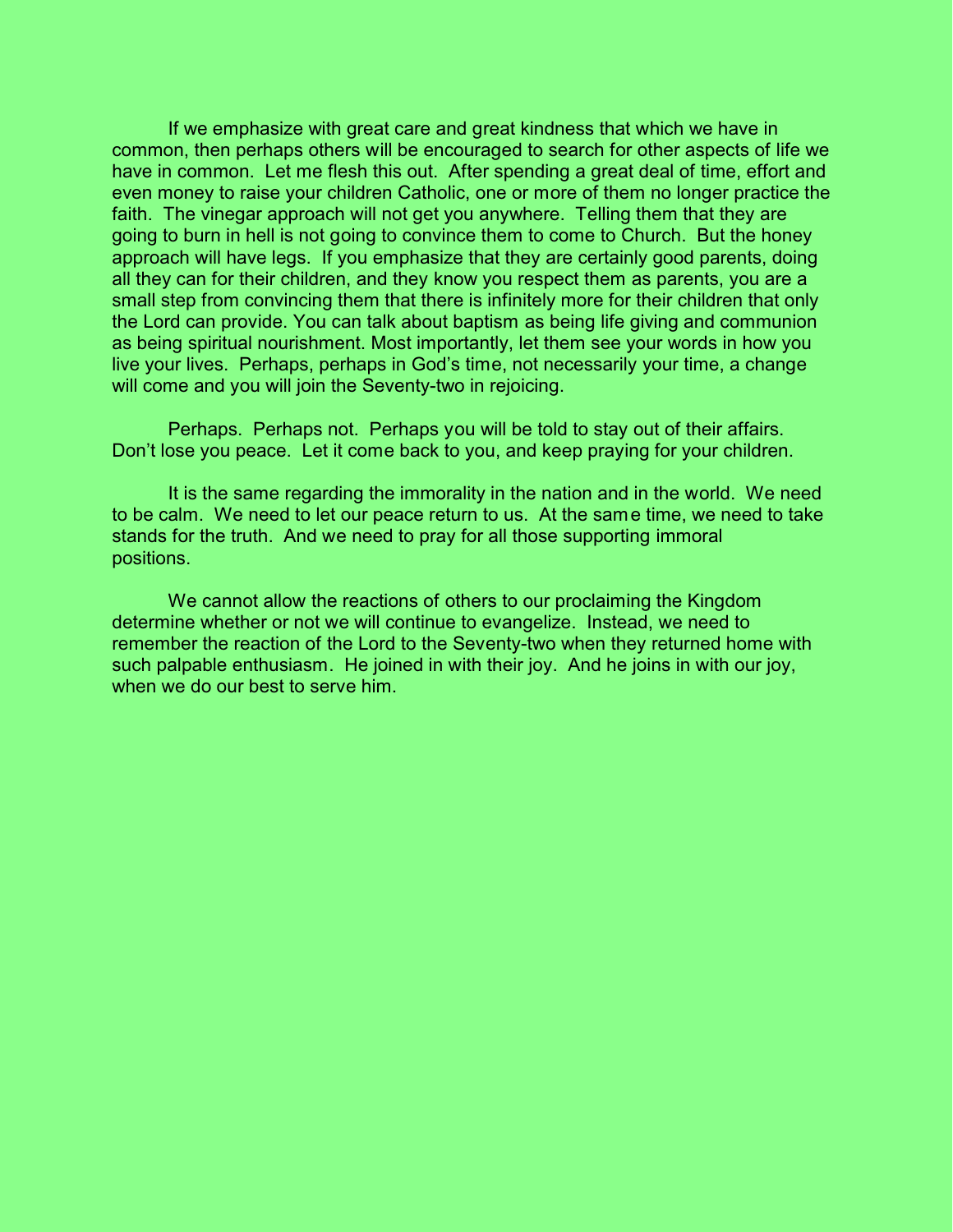If we emphasize with great care and great kindness that which we have in common, then perhaps others will be encouraged to search for other aspects of life we have in common. Let me flesh this out. After spending a great deal of time, effort and even money to raise your children Catholic, one or more of them no longer practice the faith. The vinegar approach will not get you anywhere. Telling them that they are going to burn in hell is not going to convince them to come to Church. But the honey approach will have legs. If you emphasize that they are certainly good parents, doing all they can for their children, and they know you respect them as parents, you are a small step from convincing them that there is infinitely more for their children that only the Lord can provide. You can talk about baptism as being life giving and communion as being spiritual nourishment. Most importantly, let them see your words in how you live your lives. Perhaps, perhaps in God's time, not necessarily your time, a change will come and you will join the Seventy-two in rejoicing.

Perhaps. Perhaps not. Perhaps you will be told to stay out of their affairs. Don't lose you peace. Let it come back to you, and keep praying for your children.

It is the same regarding the immorality in the nation and in the world. We need to be calm. We need to let our peace return to us. At the same time, we need to take stands for the truth. And we need to pray for all those supporting immoral positions.

We cannot allow the reactions of others to our proclaiming the Kingdom determine whether or not we will continue to evangelize. Instead, we need to remember the reaction of the Lord to the Seventy-two when they returned home with such palpable enthusiasm. He joined in with their joy. And he joins in with our joy, when we do our best to serve him.